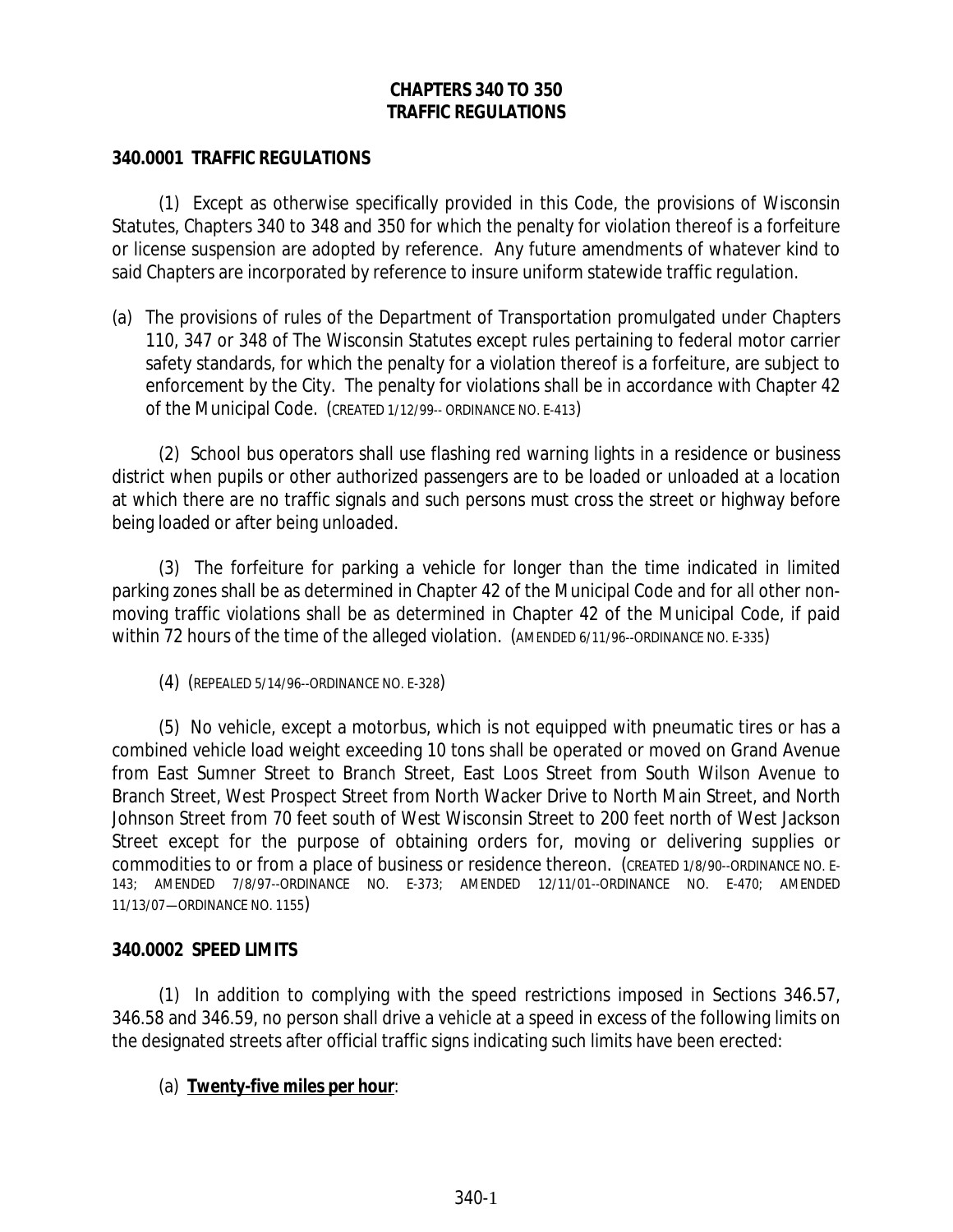# CHAPTERS 340 TO 350
# TRAFFIC REGULATIONS

## 340.0001 TRAFFIC REGULATIONS

(1) Except as otherwise specifically provided in this Code, the provisions of Wisconsin Statutes, Chapters 340 to 348 and 350 for which the penalty for violation thereof is a forfeiture or license suspension are adopted by reference. Any future amendments of whatever kind to said Chapters are incorporated by reference to insure uniform statewide traffic regulation.

(a) The provisions of rules of the Department of Transportation promulgated under Chapters 110, 347 or 348 of The Wisconsin Statutes except rules pertaining to federal motor carrier safety standards, for which the penalty for a violation thereof is a forfeiture, are subject to enforcement by the City. The penalty for violations shall be in accordance with Chapter 42 of the Municipal Code. (CREATED 1/12/99-- ORDINANCE NO. E-413)

(2) School bus operators shall use flashing red warning lights in a residence or business district when pupils or other authorized passengers are to be loaded or unloaded at a location at which there are no traffic signals and such persons must cross the street or highway before being loaded or after being unloaded.

(3) The forfeiture for parking a vehicle for longer than the time indicated in limited parking zones shall be as determined in Chapter 42 of the Municipal Code and for all other non-moving traffic violations shall be as determined in Chapter 42 of the Municipal Code, if paid within 72 hours of the time of the alleged violation. (AMENDED 6/11/96--ORDINANCE NO. E-335)

(4) (REPEALED 5/14/96--ORDINANCE NO. E-328)

(5) No vehicle, except a motorbus, which is not equipped with pneumatic tires or has a combined vehicle load weight exceeding 10 tons shall be operated or moved on Grand Avenue from East Sumner Street to Branch Street, East Loos Street from South Wilson Avenue to Branch Street, West Prospect Street from North Wacker Drive to North Main Street, and North Johnson Street from 70 feet south of West Wisconsin Street to 200 feet north of West Jackson Street except for the purpose of obtaining orders for, moving or delivering supplies or commodities to or from a place of business or residence thereon. (CREATED 1/8/90--ORDINANCE NO. E-143; AMENDED 7/8/97--ORDINANCE NO. E-373; AMENDED 12/11/01--ORDINANCE NO. E-470; AMENDED 11/13/07—ORDINANCE NO. 1155)

## 340.0002 SPEED LIMITS

(1) In addition to complying with the speed restrictions imposed in Sections 346.57, 346.58 and 346.59, no person shall drive a vehicle at a speed in excess of the following limits on the designated streets after official traffic signs indicating such limits have been erected:

(a) **Twenty-five miles per hour**: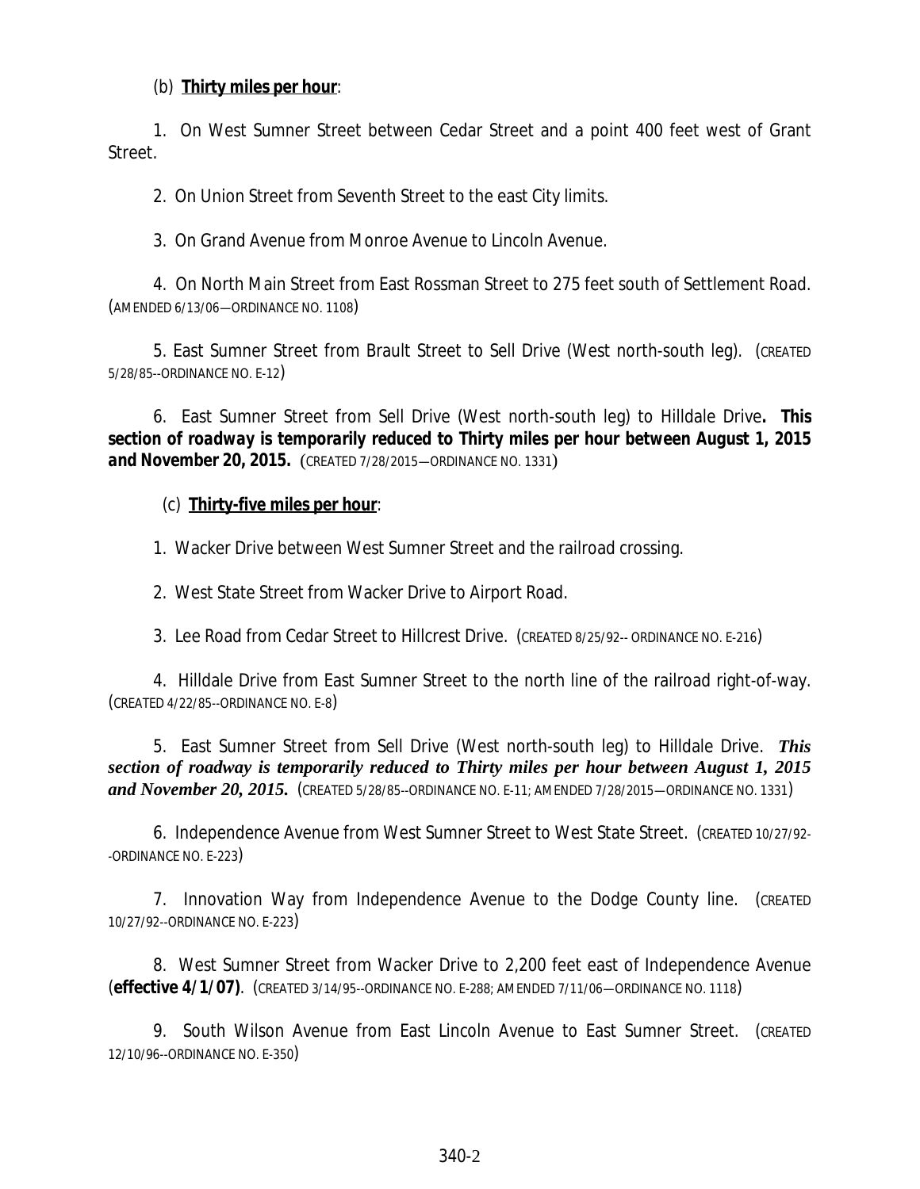(b) **Thirty miles per hour**:

1. On West Sumner Street between Cedar Street and a point 400 feet west of Grant Street.

2. On Union Street from Seventh Street to the east City limits.

3. On Grand Avenue from Monroe Avenue to Lincoln Avenue.

4. On North Main Street from East Rossman Street to 275 feet south of Settlement Road. (AMENDED 6/13/06—ORDINANCE NO. 1108)

5. East Sumner Street from Brault Street to Sell Drive (West north-south leg). (CREATED 5/28/85--ORDINANCE NO. E-12)

6. East Sumner Street from Sell Drive (West north-south leg) to Hilldale Drive**. This section of roadway is temporarily reduced to Thirty miles per hour between August 1, 2015 and November 20, 2015.** (CREATED 7/28/2015—ORDINANCE NO. 1331)

(c) **Thirty-five miles per hour**:

1. Wacker Drive between West Sumner Street and the railroad crossing.

2. West State Street from Wacker Drive to Airport Road.

3. Lee Road from Cedar Street to Hillcrest Drive. (CREATED 8/25/92-- ORDINANCE NO. E-216)

4. Hilldale Drive from East Sumner Street to the north line of the railroad right-of-way. (CREATED 4/22/85--ORDINANCE NO. E-8)

5. East Sumner Street from Sell Drive (West north-south leg) to Hilldale Drive. ***This section of roadway is temporarily reduced to Thirty miles per hour between August 1, 2015 and November 20, 2015.*** (CREATED 5/28/85--ORDINANCE NO. E-11; AMENDED 7/28/2015—ORDINANCE NO. 1331)

6. Independence Avenue from West Sumner Street to West State Street. (CREATED 10/27/92--ORDINANCE NO. E-223)

7. Innovation Way from Independence Avenue to the Dodge County line. (CREATED 10/27/92--ORDINANCE NO. E-223)

8. West Sumner Street from Wacker Drive to 2,200 feet east of Independence Avenue (**effective 4/1/07)**. (CREATED 3/14/95--ORDINANCE NO. E-288; AMENDED 7/11/06—ORDINANCE NO. 1118)

9. South Wilson Avenue from East Lincoln Avenue to East Sumner Street. (CREATED 12/10/96--ORDINANCE NO. E-350)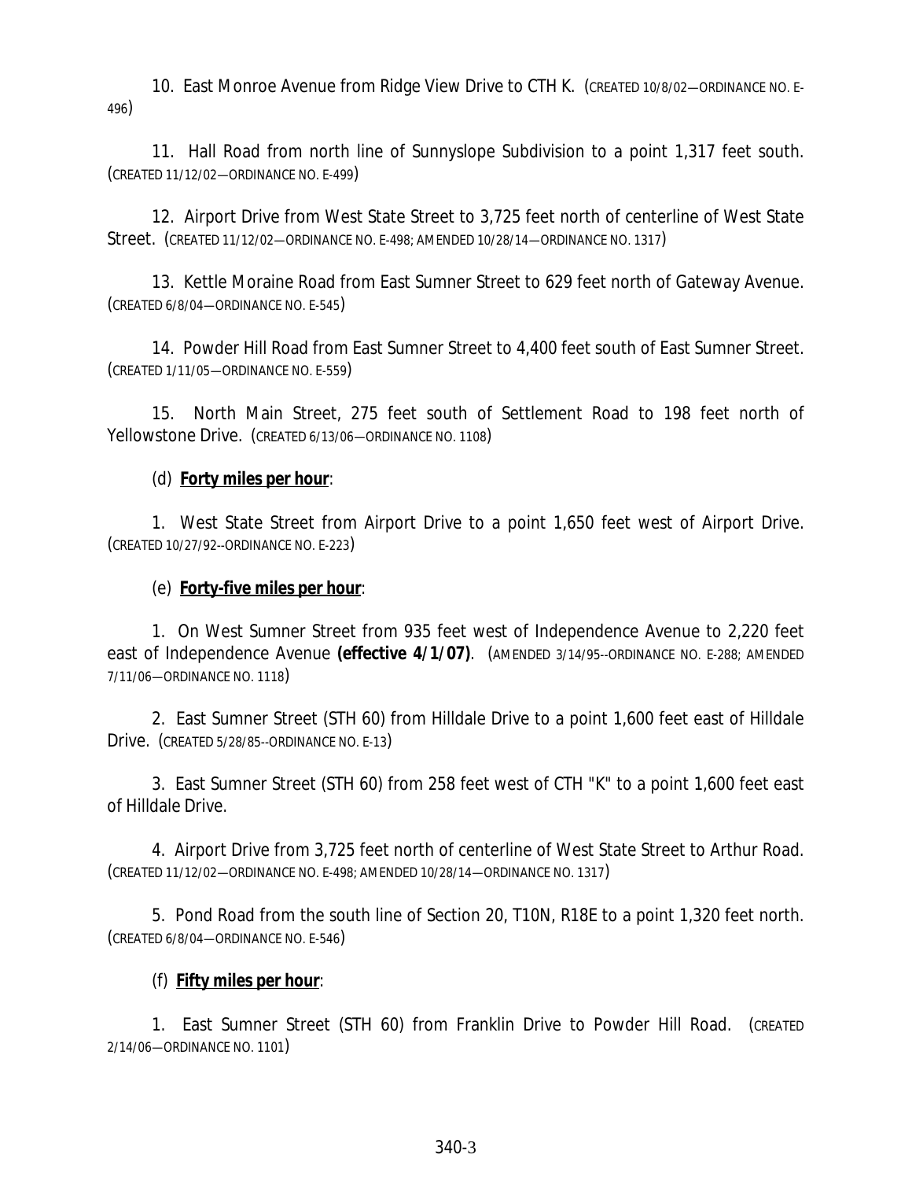10. East Monroe Avenue from Ridge View Drive to CTH K. (CREATED 10/8/02—ORDINANCE NO. E-496)

11. Hall Road from north line of Sunnyslope Subdivision to a point 1,317 feet south. (CREATED 11/12/02—ORDINANCE NO. E-499)

12. Airport Drive from West State Street to 3,725 feet north of centerline of West State Street. (CREATED 11/12/02—ORDINANCE NO. E-498; AMENDED 10/28/14—ORDINANCE NO. 1317)

13. Kettle Moraine Road from East Sumner Street to 629 feet north of Gateway Avenue. (CREATED 6/8/04—ORDINANCE NO. E-545)

14. Powder Hill Road from East Sumner Street to 4,400 feet south of East Sumner Street. (CREATED 1/11/05—ORDINANCE NO. E-559)

15. North Main Street, 275 feet south of Settlement Road to 198 feet north of Yellowstone Drive. (CREATED 6/13/06—ORDINANCE NO. 1108)

(d) **Forty miles per hour**:

1. West State Street from Airport Drive to a point 1,650 feet west of Airport Drive. (CREATED 10/27/92--ORDINANCE NO. E-223)

(e) **Forty-five miles per hour**:

1. On West Sumner Street from 935 feet west of Independence Avenue to 2,220 feet east of Independence Avenue **(effective 4/1/07)**. (AMENDED 3/14/95--ORDINANCE NO. E-288; AMENDED 7/11/06—ORDINANCE NO. 1118)

2. East Sumner Street (STH 60) from Hilldale Drive to a point 1,600 feet east of Hilldale Drive. (CREATED 5/28/85--ORDINANCE NO. E-13)

3. East Sumner Street (STH 60) from 258 feet west of CTH "K" to a point 1,600 feet east of Hilldale Drive.

4. Airport Drive from 3,725 feet north of centerline of West State Street to Arthur Road. (CREATED 11/12/02—ORDINANCE NO. E-498; AMENDED 10/28/14—ORDINANCE NO. 1317)

5. Pond Road from the south line of Section 20, T10N, R18E to a point 1,320 feet north. (CREATED 6/8/04—ORDINANCE NO. E-546)

(f) **Fifty miles per hour**:

1. East Sumner Street (STH 60) from Franklin Drive to Powder Hill Road. (CREATED 2/14/06—ORDINANCE NO. 1101)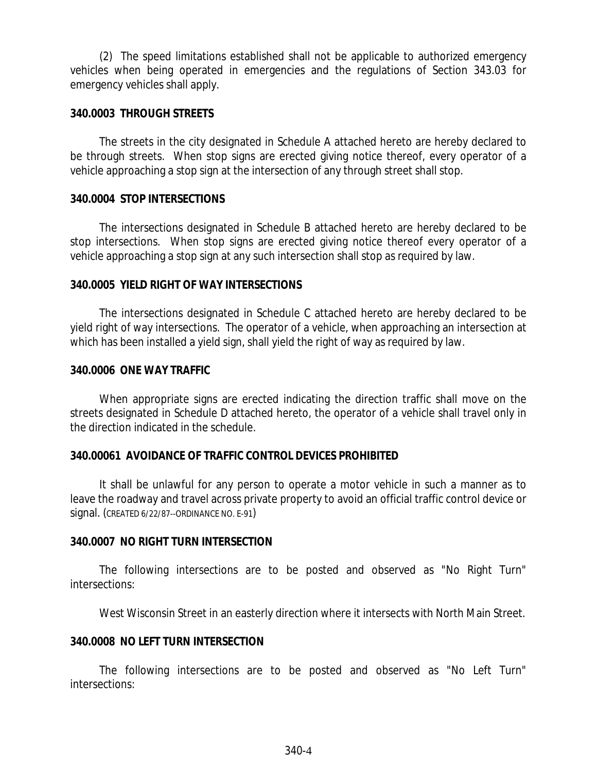(2) The speed limitations established shall not be applicable to authorized emergency vehicles when being operated in emergencies and the regulations of Section 343.03 for emergency vehicles shall apply.

**340.0003 THROUGH STREETS**

The streets in the city designated in Schedule A attached hereto are hereby declared to be through streets. When stop signs are erected giving notice thereof, every operator of a vehicle approaching a stop sign at the intersection of any through street shall stop.

**340.0004 STOP INTERSECTIONS**

The intersections designated in Schedule B attached hereto are hereby declared to be stop intersections. When stop signs are erected giving notice thereof every operator of a vehicle approaching a stop sign at any such intersection shall stop as required by law.

**340.0005 YIELD RIGHT OF WAY INTERSECTIONS**

The intersections designated in Schedule C attached hereto are hereby declared to be yield right of way intersections. The operator of a vehicle, when approaching an intersection at which has been installed a yield sign, shall yield the right of way as required by law.

**340.0006 ONE WAY TRAFFIC**

When appropriate signs are erected indicating the direction traffic shall move on the streets designated in Schedule D attached hereto, the operator of a vehicle shall travel only in the direction indicated in the schedule.

**340.00061 AVOIDANCE OF TRAFFIC CONTROL DEVICES PROHIBITED**

It shall be unlawful for any person to operate a motor vehicle in such a manner as to leave the roadway and travel across private property to avoid an official traffic control device or signal. (CREATED 6/22/87--ORDINANCE NO. E-91)

**340.0007 NO RIGHT TURN INTERSECTION**

The following intersections are to be posted and observed as "No Right Turn" intersections:

West Wisconsin Street in an easterly direction where it intersects with North Main Street.

**340.0008 NO LEFT TURN INTERSECTION**

The following intersections are to be posted and observed as "No Left Turn" intersections: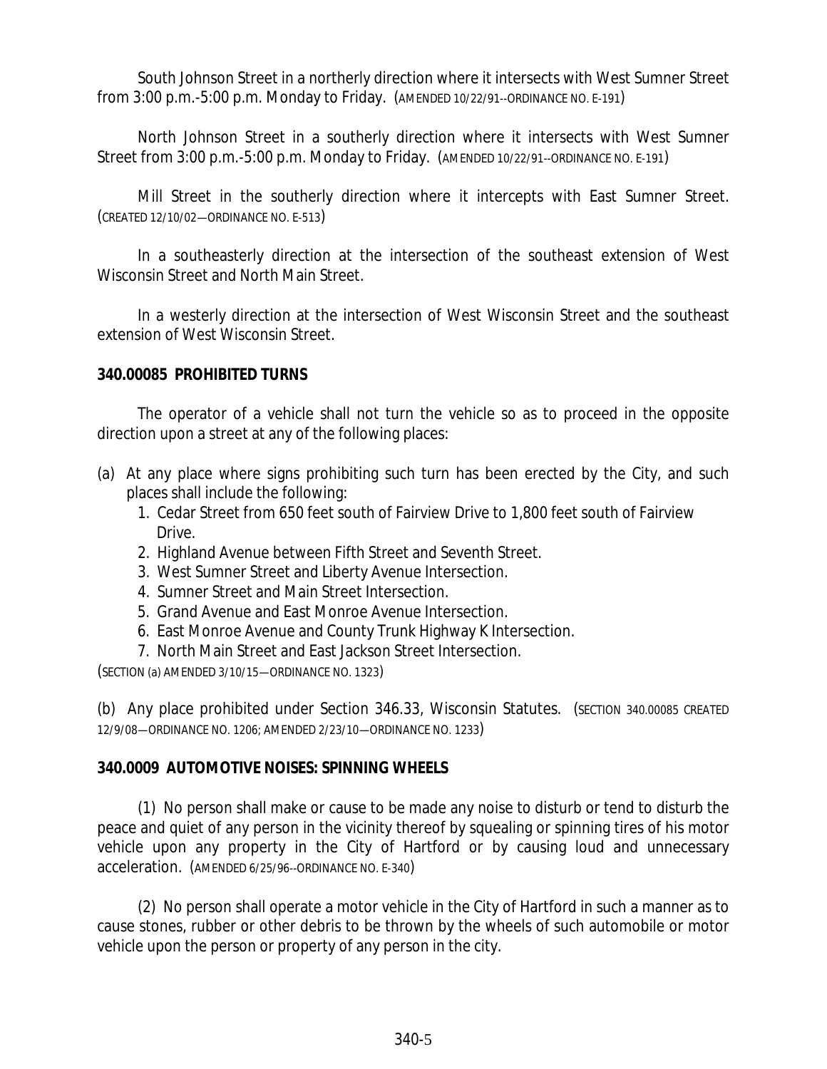South Johnson Street in a northerly direction where it intersects with West Sumner Street from 3:00 p.m.-5:00 p.m. Monday to Friday. (AMENDED 10/22/91--ORDINANCE NO. E-191)

North Johnson Street in a southerly direction where it intersects with West Sumner Street from 3:00 p.m.-5:00 p.m. Monday to Friday. (AMENDED 10/22/91--ORDINANCE NO. E-191)

Mill Street in the southerly direction where it intercepts with East Sumner Street. (CREATED 12/10/02—ORDINANCE NO. E-513)

In a southeasterly direction at the intersection of the southeast extension of West Wisconsin Street and North Main Street.

In a westerly direction at the intersection of West Wisconsin Street and the southeast extension of West Wisconsin Street.

**340.00085 PROHIBITED TURNS**

The operator of a vehicle shall not turn the vehicle so as to proceed in the opposite direction upon a street at any of the following places:

(a) At any place where signs prohibiting such turn has been erected by the City, and such places shall include the following:
   1. Cedar Street from 650 feet south of Fairview Drive to 1,800 feet south of Fairview Drive.
   2. Highland Avenue between Fifth Street and Seventh Street.
   3. West Sumner Street and Liberty Avenue Intersection.
   4. Sumner Street and Main Street Intersection.
   5. Grand Avenue and East Monroe Avenue Intersection.
   6. East Monroe Avenue and County Trunk Highway K Intersection.
   7. North Main Street and East Jackson Street Intersection.

(SECTION (a) AMENDED 3/10/15—ORDINANCE NO. 1323)

(b) Any place prohibited under Section 346.33, Wisconsin Statutes. (SECTION 340.00085 CREATED 12/9/08—ORDINANCE NO. 1206; AMENDED 2/23/10—ORDINANCE NO. 1233)

**340.0009 AUTOMOTIVE NOISES: SPINNING WHEELS**

(1) No person shall make or cause to be made any noise to disturb or tend to disturb the peace and quiet of any person in the vicinity thereof by squealing or spinning tires of his motor vehicle upon any property in the City of Hartford or by causing loud and unnecessary acceleration. (AMENDED 6/25/96--ORDINANCE NO. E-340)

(2) No person shall operate a motor vehicle in the City of Hartford in such a manner as to cause stones, rubber or other debris to be thrown by the wheels of such automobile or motor vehicle upon the person or property of any person in the city.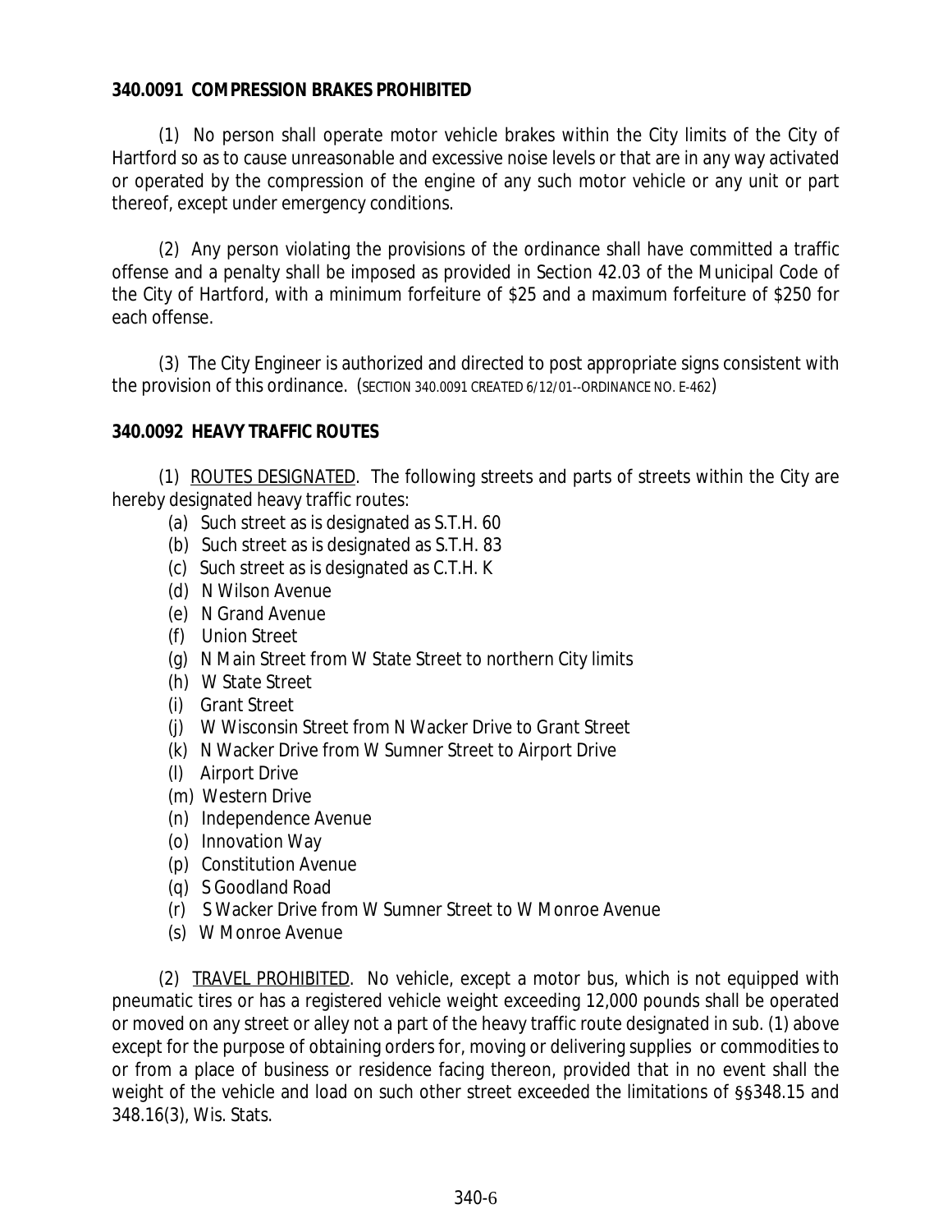**340.0091 COMPRESSION BRAKES PROHIBITED**

(1) No person shall operate motor vehicle brakes within the City limits of the City of Hartford so as to cause unreasonable and excessive noise levels or that are in any way activated or operated by the compression of the engine of any such motor vehicle or any unit or part thereof, except under emergency conditions.

(2) Any person violating the provisions of the ordinance shall have committed a traffic offense and a penalty shall be imposed as provided in Section 42.03 of the Municipal Code of the City of Hartford, with a minimum forfeiture of $25 and a maximum forfeiture of $250 for each offense.

(3) The City Engineer is authorized and directed to post appropriate signs consistent with the provision of this ordinance. (SECTION 340.0091 CREATED 6/12/01--ORDINANCE NO. E-462)

**340.0092 HEAVY TRAFFIC ROUTES**

(1) ROUTES DESIGNATED. The following streets and parts of streets within the City are hereby designated heavy traffic routes:

(a) Such street as is designated as S.T.H. 60
(b) Such street as is designated as S.T.H. 83
(c) Such street as is designated as C.T.H. K
(d) N Wilson Avenue
(e) N Grand Avenue
(f) Union Street
(g) N Main Street from W State Street to northern City limits
(h) W State Street
(i) Grant Street
(j) W Wisconsin Street from N Wacker Drive to Grant Street
(k) N Wacker Drive from W Sumner Street to Airport Drive
(l) Airport Drive
(m) Western Drive
(n) Independence Avenue
(o) Innovation Way
(p) Constitution Avenue
(q) S Goodland Road
(r) S Wacker Drive from W Sumner Street to W Monroe Avenue
(s) W Monroe Avenue

(2) TRAVEL PROHIBITED. No vehicle, except a motor bus, which is not equipped with pneumatic tires or has a registered vehicle weight exceeding 12,000 pounds shall be operated or moved on any street or alley not a part of the heavy traffic route designated in sub. (1) above except for the purpose of obtaining orders for, moving or delivering supplies or commodities to or from a place of business or residence facing thereon, provided that in no event shall the weight of the vehicle and load on such other street exceeded the limitations of §§348.15 and 348.16(3), Wis. Stats.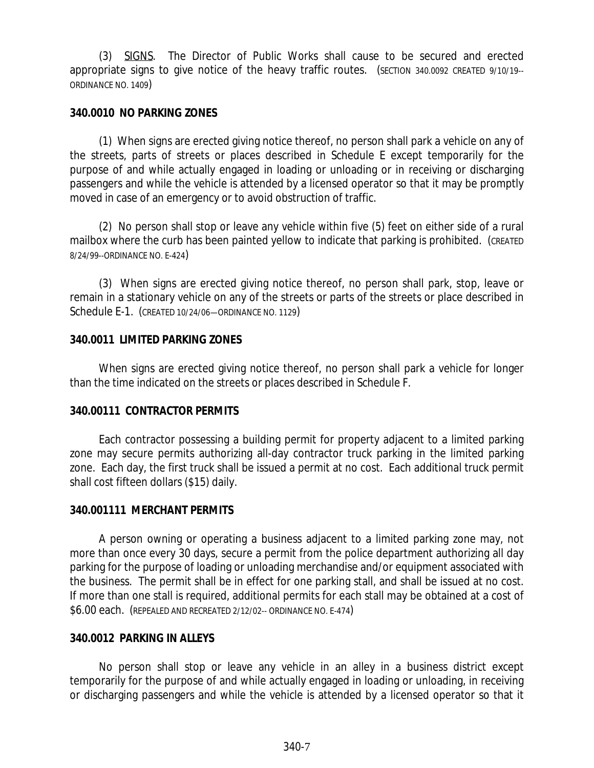(3) SIGNS. The Director of Public Works shall cause to be secured and erected appropriate signs to give notice of the heavy traffic routes. (SECTION 340.0092 CREATED 9/10/19-- ORDINANCE NO. 1409)

**340.0010 NO PARKING ZONES**

(1) When signs are erected giving notice thereof, no person shall park a vehicle on any of the streets, parts of streets or places described in Schedule E except temporarily for the purpose of and while actually engaged in loading or unloading or in receiving or discharging passengers and while the vehicle is attended by a licensed operator so that it may be promptly moved in case of an emergency or to avoid obstruction of traffic.

(2) No person shall stop or leave any vehicle within five (5) feet on either side of a rural mailbox where the curb has been painted yellow to indicate that parking is prohibited. (CREATED 8/24/99--ORDINANCE NO. E-424)

(3) When signs are erected giving notice thereof, no person shall park, stop, leave or remain in a stationary vehicle on any of the streets or parts of the streets or place described in Schedule E-1. (CREATED 10/24/06—ORDINANCE NO. 1129)

**340.0011 LIMITED PARKING ZONES**

When signs are erected giving notice thereof, no person shall park a vehicle for longer than the time indicated on the streets or places described in Schedule F.

**340.00111 CONTRACTOR PERMITS**

Each contractor possessing a building permit for property adjacent to a limited parking zone may secure permits authorizing all-day contractor truck parking in the limited parking zone. Each day, the first truck shall be issued a permit at no cost. Each additional truck permit shall cost fifteen dollars ($15) daily.

**340.001111 MERCHANT PERMITS**

A person owning or operating a business adjacent to a limited parking zone may, not more than once every 30 days, secure a permit from the police department authorizing all day parking for the purpose of loading or unloading merchandise and/or equipment associated with the business. The permit shall be in effect for one parking stall, and shall be issued at no cost. If more than one stall is required, additional permits for each stall may be obtained at a cost of $6.00 each. (REPEALED AND RECREATED 2/12/02-- ORDINANCE NO. E-474)

**340.0012 PARKING IN ALLEYS**

No person shall stop or leave any vehicle in an alley in a business district except temporarily for the purpose of and while actually engaged in loading or unloading, in receiving or discharging passengers and while the vehicle is attended by a licensed operator so that it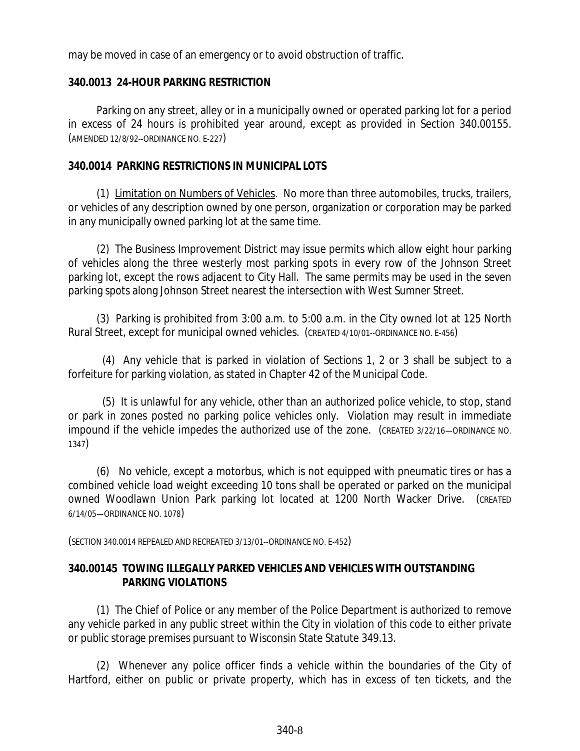may be moved in case of an emergency or to avoid obstruction of traffic.

**340.0013 24-HOUR PARKING RESTRICTION**

Parking on any street, alley or in a municipally owned or operated parking lot for a period in excess of 24 hours is prohibited year around, except as provided in Section 340.00155. (AMENDED 12/8/92--ORDINANCE NO. E-227)

**340.0014 PARKING RESTRICTIONS IN MUNICIPAL LOTS**

(1) Limitation on Numbers of Vehicles. No more than three automobiles, trucks, trailers, or vehicles of any description owned by one person, organization or corporation may be parked in any municipally owned parking lot at the same time.

(2) The Business Improvement District may issue permits which allow eight hour parking of vehicles along the three westerly most parking spots in every row of the Johnson Street parking lot, except the rows adjacent to City Hall. The same permits may be used in the seven parking spots along Johnson Street nearest the intersection with West Sumner Street.

(3) Parking is prohibited from 3:00 a.m. to 5:00 a.m. in the City owned lot at 125 North Rural Street, except for municipal owned vehicles. (CREATED 4/10/01--ORDINANCE NO. E-456)

(4) Any vehicle that is parked in violation of Sections 1, 2 or 3 shall be subject to a forfeiture for parking violation, as stated in Chapter 42 of the Municipal Code.

(5) It is unlawful for any vehicle, other than an authorized police vehicle, to stop, stand or park in zones posted no parking police vehicles only. Violation may result in immediate impound if the vehicle impedes the authorized use of the zone. (CREATED 3/22/16—ORDINANCE NO. 1347)

(6) No vehicle, except a motorbus, which is not equipped with pneumatic tires or has a combined vehicle load weight exceeding 10 tons shall be operated or parked on the municipal owned Woodlawn Union Park parking lot located at 1200 North Wacker Drive. (CREATED 6/14/05—ORDINANCE NO. 1078)

(SECTION 340.0014 REPEALED AND RECREATED 3/13/01--ORDINANCE NO. E-452)

**340.00145 TOWING ILLEGALLY PARKED VEHICLES AND VEHICLES WITH OUTSTANDING PARKING VIOLATIONS**

(1) The Chief of Police or any member of the Police Department is authorized to remove any vehicle parked in any public street within the City in violation of this code to either private or public storage premises pursuant to Wisconsin State Statute 349.13.

(2) Whenever any police officer finds a vehicle within the boundaries of the City of Hartford, either on public or private property, which has in excess of ten tickets, and the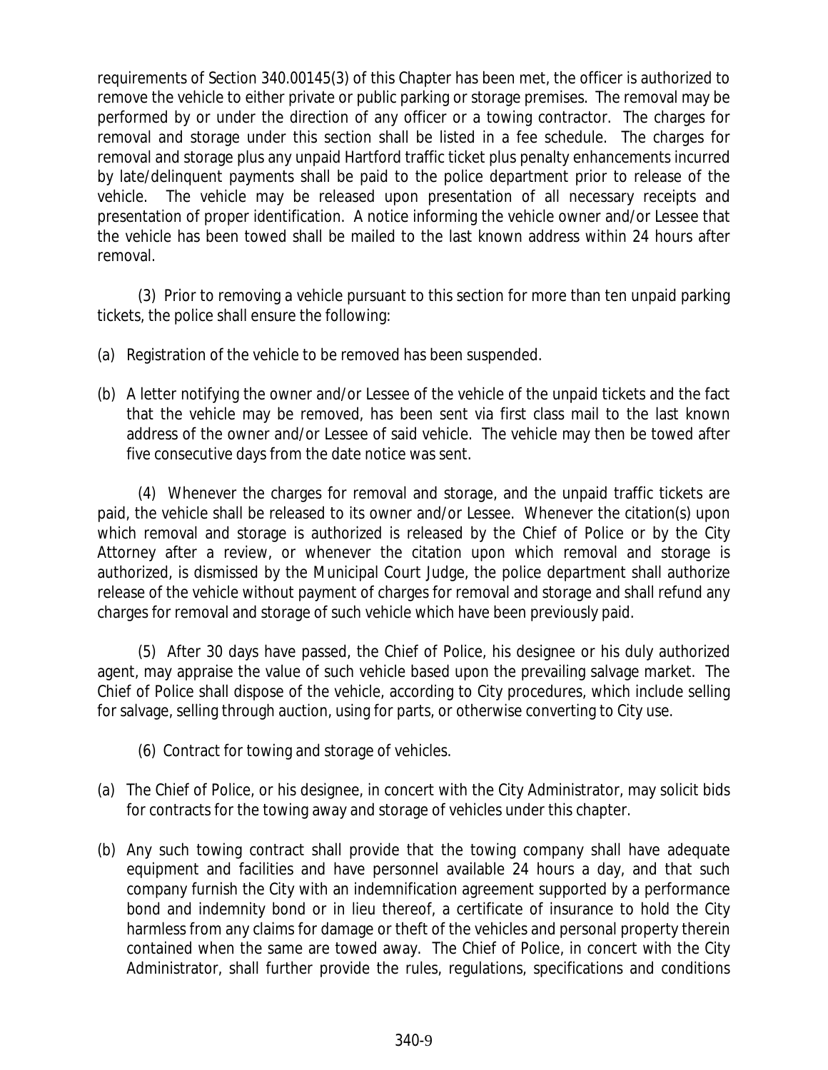requirements of Section 340.00145(3) of this Chapter has been met, the officer is authorized to remove the vehicle to either private or public parking or storage premises. The removal may be performed by or under the direction of any officer or a towing contractor. The charges for removal and storage under this section shall be listed in a fee schedule. The charges for removal and storage plus any unpaid Hartford traffic ticket plus penalty enhancements incurred by late/delinquent payments shall be paid to the police department prior to release of the vehicle. The vehicle may be released upon presentation of all necessary receipts and presentation of proper identification. A notice informing the vehicle owner and/or Lessee that the vehicle has been towed shall be mailed to the last known address within 24 hours after removal.

(3) Prior to removing a vehicle pursuant to this section for more than ten unpaid parking tickets, the police shall ensure the following:

(a) Registration of the vehicle to be removed has been suspended.

(b) A letter notifying the owner and/or Lessee of the vehicle of the unpaid tickets and the fact that the vehicle may be removed, has been sent via first class mail to the last known address of the owner and/or Lessee of said vehicle. The vehicle may then be towed after five consecutive days from the date notice was sent.

(4) Whenever the charges for removal and storage, and the unpaid traffic tickets are paid, the vehicle shall be released to its owner and/or Lessee. Whenever the citation(s) upon which removal and storage is authorized is released by the Chief of Police or by the City Attorney after a review, or whenever the citation upon which removal and storage is authorized, is dismissed by the Municipal Court Judge, the police department shall authorize release of the vehicle without payment of charges for removal and storage and shall refund any charges for removal and storage of such vehicle which have been previously paid.

(5) After 30 days have passed, the Chief of Police, his designee or his duly authorized agent, may appraise the value of such vehicle based upon the prevailing salvage market. The Chief of Police shall dispose of the vehicle, according to City procedures, which include selling for salvage, selling through auction, using for parts, or otherwise converting to City use.

(6) Contract for towing and storage of vehicles.

(a) The Chief of Police, or his designee, in concert with the City Administrator, may solicit bids for contracts for the towing away and storage of vehicles under this chapter.

(b) Any such towing contract shall provide that the towing company shall have adequate equipment and facilities and have personnel available 24 hours a day, and that such company furnish the City with an indemnification agreement supported by a performance bond and indemnity bond or in lieu thereof, a certificate of insurance to hold the City harmless from any claims for damage or theft of the vehicles and personal property therein contained when the same are towed away. The Chief of Police, in concert with the City Administrator, shall further provide the rules, regulations, specifications and conditions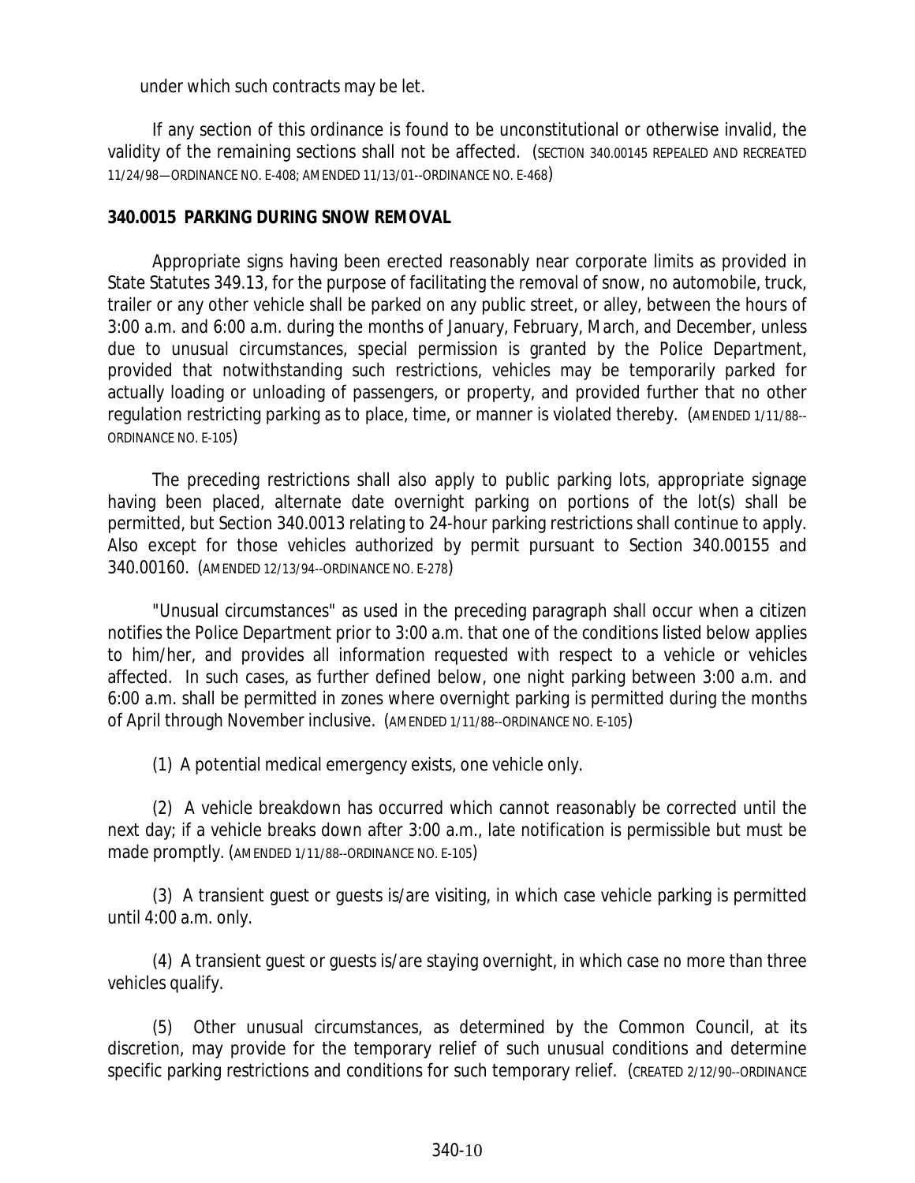under which such contracts may be let.

If any section of this ordinance is found to be unconstitutional or otherwise invalid, the validity of the remaining sections shall not be affected. (SECTION 340.00145 REPEALED AND RECREATED 11/24/98—ORDINANCE NO. E-408; AMENDED 11/13/01--ORDINANCE NO. E-468)

**340.0015 PARKING DURING SNOW REMOVAL**

Appropriate signs having been erected reasonably near corporate limits as provided in State Statutes 349.13, for the purpose of facilitating the removal of snow, no automobile, truck, trailer or any other vehicle shall be parked on any public street, or alley, between the hours of 3:00 a.m. and 6:00 a.m. during the months of January, February, March, and December, unless due to unusual circumstances, special permission is granted by the Police Department, provided that notwithstanding such restrictions, vehicles may be temporarily parked for actually loading or unloading of passengers, or property, and provided further that no other regulation restricting parking as to place, time, or manner is violated thereby. (AMENDED 1/11/88--ORDINANCE NO. E-105)

The preceding restrictions shall also apply to public parking lots, appropriate signage having been placed, alternate date overnight parking on portions of the lot(s) shall be permitted, but Section 340.0013 relating to 24-hour parking restrictions shall continue to apply. Also except for those vehicles authorized by permit pursuant to Section 340.00155 and 340.00160. (AMENDED 12/13/94--ORDINANCE NO. E-278)

"Unusual circumstances" as used in the preceding paragraph shall occur when a citizen notifies the Police Department prior to 3:00 a.m. that one of the conditions listed below applies to him/her, and provides all information requested with respect to a vehicle or vehicles affected. In such cases, as further defined below, one night parking between 3:00 a.m. and 6:00 a.m. shall be permitted in zones where overnight parking is permitted during the months of April through November inclusive. (AMENDED 1/11/88--ORDINANCE NO. E-105)

(1) A potential medical emergency exists, one vehicle only.

(2) A vehicle breakdown has occurred which cannot reasonably be corrected until the next day; if a vehicle breaks down after 3:00 a.m., late notification is permissible but must be made promptly. (AMENDED 1/11/88--ORDINANCE NO. E-105)

(3) A transient guest or guests is/are visiting, in which case vehicle parking is permitted until 4:00 a.m. only.

(4) A transient guest or guests is/are staying overnight, in which case no more than three vehicles qualify.

(5) Other unusual circumstances, as determined by the Common Council, at its discretion, may provide for the temporary relief of such unusual conditions and determine specific parking restrictions and conditions for such temporary relief. (CREATED 2/12/90--ORDINANCE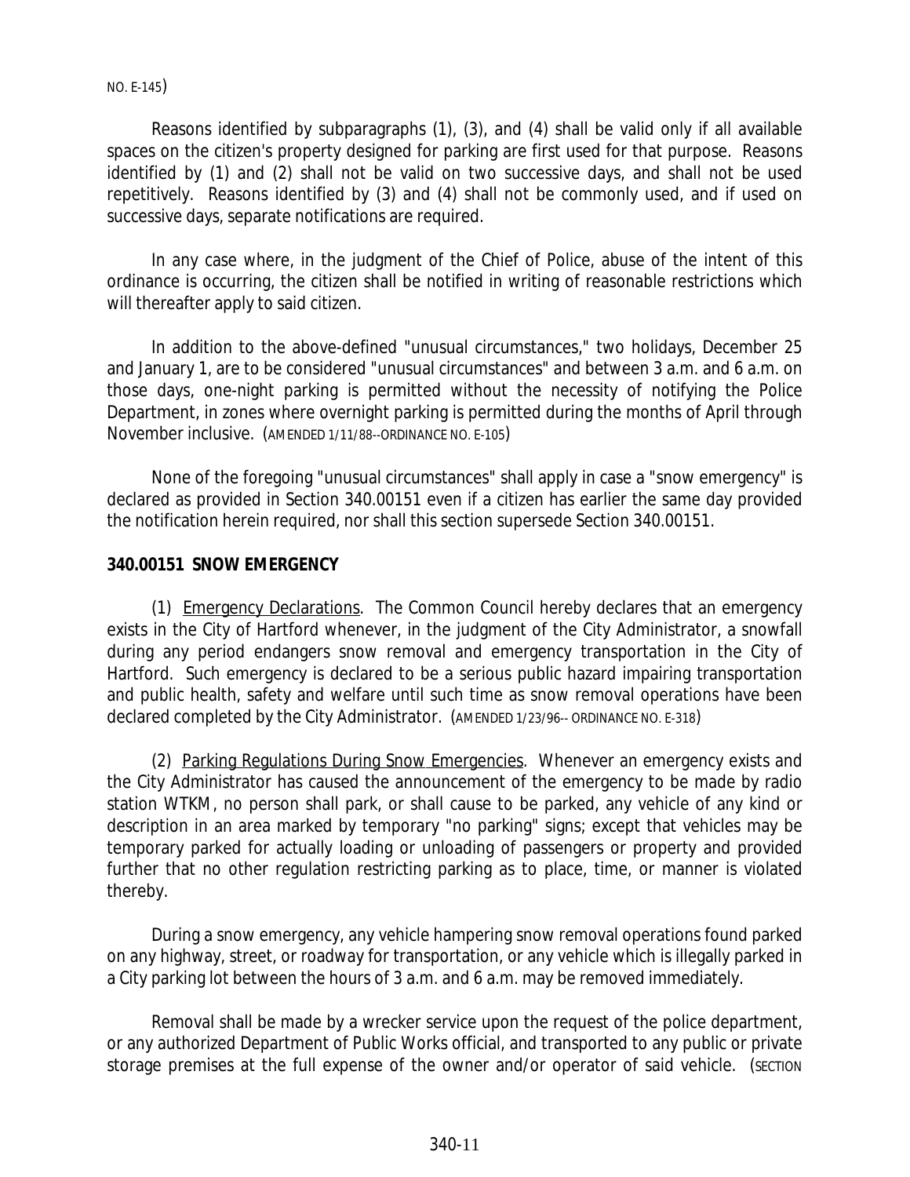NO. E-145)

Reasons identified by subparagraphs (1), (3), and (4) shall be valid only if all available spaces on the citizen's property designed for parking are first used for that purpose. Reasons identified by (1) and (2) shall not be valid on two successive days, and shall not be used repetitively. Reasons identified by (3) and (4) shall not be commonly used, and if used on successive days, separate notifications are required.

In any case where, in the judgment of the Chief of Police, abuse of the intent of this ordinance is occurring, the citizen shall be notified in writing of reasonable restrictions which will thereafter apply to said citizen.

In addition to the above-defined "unusual circumstances," two holidays, December 25 and January 1, are to be considered "unusual circumstances" and between 3 a.m. and 6 a.m. on those days, one-night parking is permitted without the necessity of notifying the Police Department, in zones where overnight parking is permitted during the months of April through November inclusive. (AMENDED 1/11/88--ORDINANCE NO. E-105)

None of the foregoing "unusual circumstances" shall apply in case a "snow emergency" is declared as provided in Section 340.00151 even if a citizen has earlier the same day provided the notification herein required, nor shall this section supersede Section 340.00151.

**340.00151 SNOW EMERGENCY**

(1) Emergency Declarations. The Common Council hereby declares that an emergency exists in the City of Hartford whenever, in the judgment of the City Administrator, a snowfall during any period endangers snow removal and emergency transportation in the City of Hartford. Such emergency is declared to be a serious public hazard impairing transportation and public health, safety and welfare until such time as snow removal operations have been declared completed by the City Administrator. (AMENDED 1/23/96-- ORDINANCE NO. E-318)

(2) Parking Regulations During Snow Emergencies. Whenever an emergency exists and the City Administrator has caused the announcement of the emergency to be made by radio station WTKM, no person shall park, or shall cause to be parked, any vehicle of any kind or description in an area marked by temporary "no parking" signs; except that vehicles may be temporary parked for actually loading or unloading of passengers or property and provided further that no other regulation restricting parking as to place, time, or manner is violated thereby.

During a snow emergency, any vehicle hampering snow removal operations found parked on any highway, street, or roadway for transportation, or any vehicle which is illegally parked in a City parking lot between the hours of 3 a.m. and 6 a.m. may be removed immediately.

Removal shall be made by a wrecker service upon the request of the police department, or any authorized Department of Public Works official, and transported to any public or private storage premises at the full expense of the owner and/or operator of said vehicle. (SECTION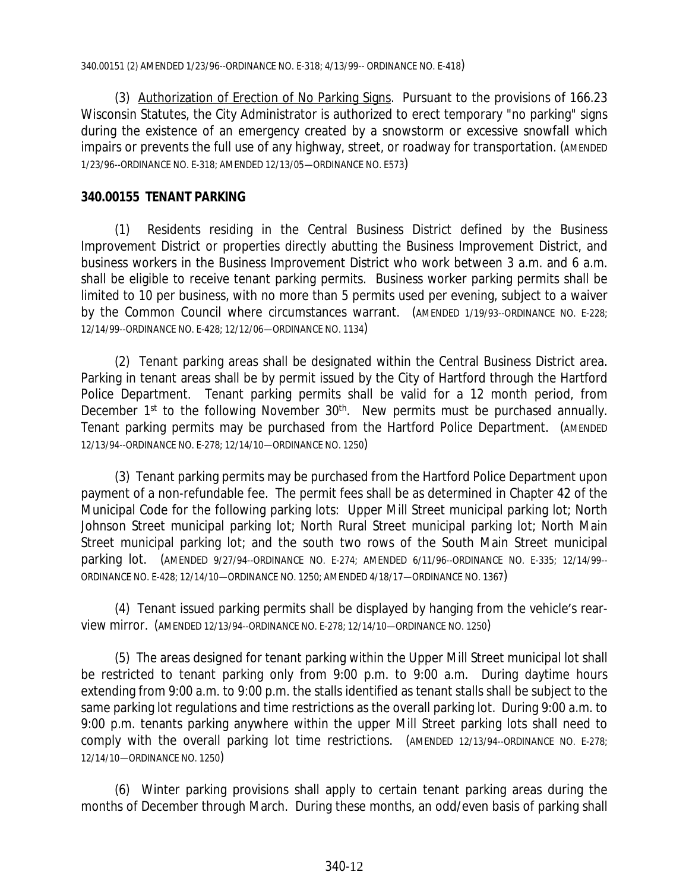340.00151 (2) AMENDED 1/23/96--ORDINANCE NO. E-318; 4/13/99-- ORDINANCE NO. E-418)

(3) Authorization of Erection of No Parking Signs. Pursuant to the provisions of 166.23 Wisconsin Statutes, the City Administrator is authorized to erect temporary "no parking" signs during the existence of an emergency created by a snowstorm or excessive snowfall which impairs or prevents the full use of any highway, street, or roadway for transportation. (AMENDED 1/23/96--ORDINANCE NO. E-318; AMENDED 12/13/05—ORDINANCE NO. E573)

**340.00155 TENANT PARKING**

(1) Residents residing in the Central Business District defined by the Business Improvement District or properties directly abutting the Business Improvement District, and business workers in the Business Improvement District who work between 3 a.m. and 6 a.m. shall be eligible to receive tenant parking permits. Business worker parking permits shall be limited to 10 per business, with no more than 5 permits used per evening, subject to a waiver by the Common Council where circumstances warrant. (AMENDED 1/19/93--ORDINANCE NO. E-228; 12/14/99--ORDINANCE NO. E-428; 12/12/06—ORDINANCE NO. 1134)

(2) Tenant parking areas shall be designated within the Central Business District area. Parking in tenant areas shall be by permit issued by the City of Hartford through the Hartford Police Department. Tenant parking permits shall be valid for a 12 month period, from December 1st to the following November 30th. New permits must be purchased annually. Tenant parking permits may be purchased from the Hartford Police Department. (AMENDED 12/13/94--ORDINANCE NO. E-278; 12/14/10—ORDINANCE NO. 1250)

(3) Tenant parking permits may be purchased from the Hartford Police Department upon payment of a non-refundable fee. The permit fees shall be as determined in Chapter 42 of the Municipal Code for the following parking lots: Upper Mill Street municipal parking lot; North Johnson Street municipal parking lot; North Rural Street municipal parking lot; North Main Street municipal parking lot; and the south two rows of the South Main Street municipal parking lot. (AMENDED 9/27/94--ORDINANCE NO. E-274; AMENDED 6/11/96--ORDINANCE NO. E-335; 12/14/99--ORDINANCE NO. E-428; 12/14/10—ORDINANCE NO. 1250; AMENDED 4/18/17—ORDINANCE NO. 1367)

(4) Tenant issued parking permits shall be displayed by hanging from the vehicle's rear-view mirror. (AMENDED 12/13/94--ORDINANCE NO. E-278; 12/14/10—ORDINANCE NO. 1250)

(5) The areas designed for tenant parking within the Upper Mill Street municipal lot shall be restricted to tenant parking only from 9:00 p.m. to 9:00 a.m. During daytime hours extending from 9:00 a.m. to 9:00 p.m. the stalls identified as tenant stalls shall be subject to the same parking lot regulations and time restrictions as the overall parking lot. During 9:00 a.m. to 9:00 p.m. tenants parking anywhere within the upper Mill Street parking lots shall need to comply with the overall parking lot time restrictions. (AMENDED 12/13/94--ORDINANCE NO. E-278; 12/14/10—ORDINANCE NO. 1250)

(6) Winter parking provisions shall apply to certain tenant parking areas during the months of December through March. During these months, an odd/even basis of parking shall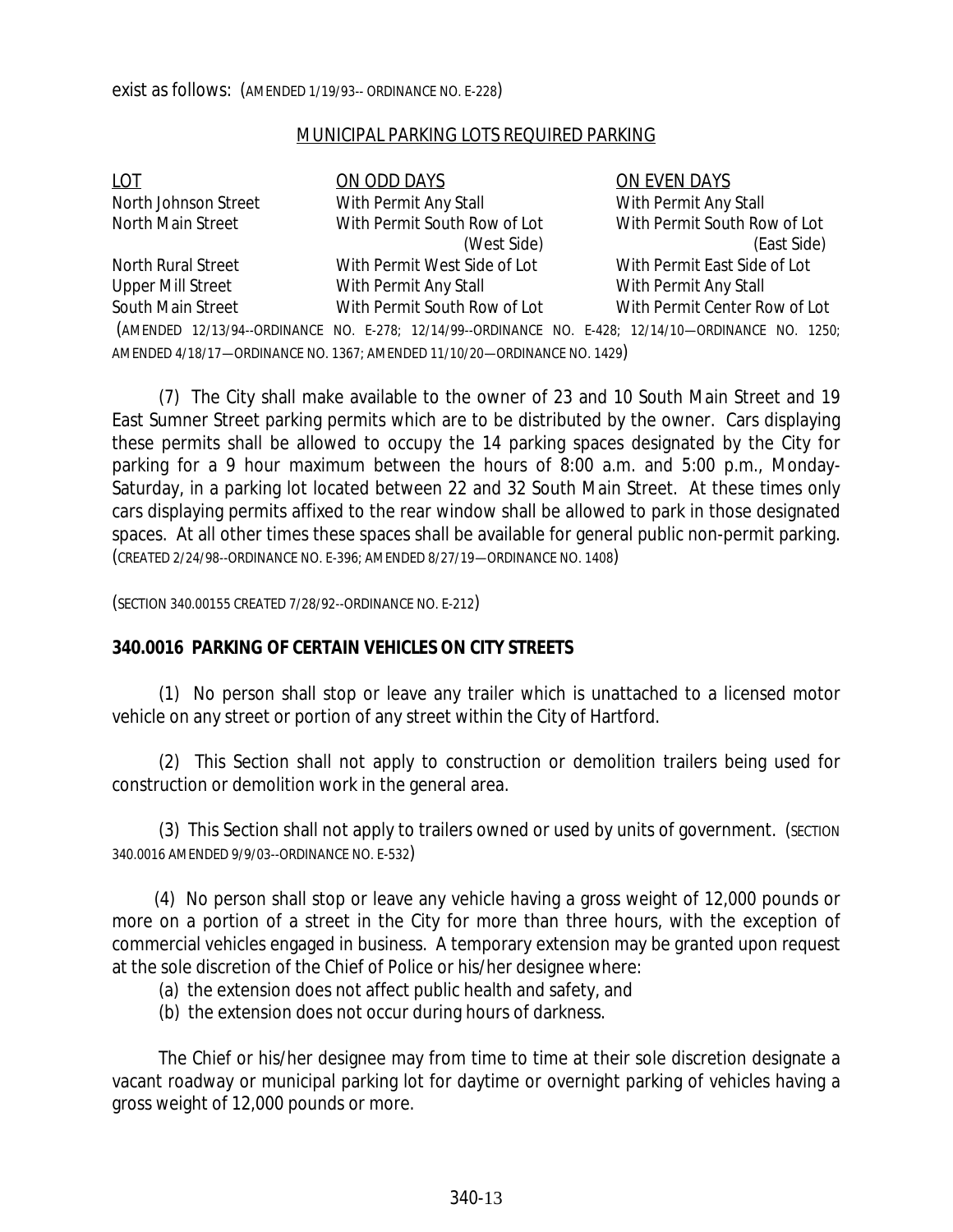exist as follows: (AMENDED 1/19/93-- ORDINANCE NO. E-228)

MUNICIPAL PARKING LOTS REQUIRED PARKING

| LOT | ON ODD DAYS | ON EVEN DAYS |
|---|---|---|
| North Johnson Street | With Permit Any Stall | With Permit Any Stall |
| North Main Street | With Permit South Row of Lot (West Side) | With Permit South Row of Lot (East Side) |
| North Rural Street | With Permit West Side of Lot | With Permit East Side of Lot |
| Upper Mill Street | With Permit Any Stall | With Permit Any Stall |
| South Main Street | With Permit South Row of Lot | With Permit Center Row of Lot |

(AMENDED 12/13/94--ORDINANCE NO. E-278; 12/14/99--ORDINANCE NO. E-428; 12/14/10—ORDINANCE NO. 1250; AMENDED 4/18/17—ORDINANCE NO. 1367; AMENDED 11/10/20—ORDINANCE NO. 1429)

(7) The City shall make available to the owner of 23 and 10 South Main Street and 19 East Sumner Street parking permits which are to be distributed by the owner. Cars displaying these permits shall be allowed to occupy the 14 parking spaces designated by the City for parking for a 9 hour maximum between the hours of 8:00 a.m. and 5:00 p.m., Monday-Saturday, in a parking lot located between 22 and 32 South Main Street. At these times only cars displaying permits affixed to the rear window shall be allowed to park in those designated spaces. At all other times these spaces shall be available for general public non-permit parking. (CREATED 2/24/98--ORDINANCE NO. E-396; AMENDED 8/27/19—ORDINANCE NO. 1408)

(SECTION 340.00155 CREATED 7/28/92--ORDINANCE NO. E-212)

**340.0016 PARKING OF CERTAIN VEHICLES ON CITY STREETS**

(1) No person shall stop or leave any trailer which is unattached to a licensed motor vehicle on any street or portion of any street within the City of Hartford.

(2) This Section shall not apply to construction or demolition trailers being used for construction or demolition work in the general area.

(3) This Section shall not apply to trailers owned or used by units of government. (SECTION 340.0016 AMENDED 9/9/03--ORDINANCE NO. E-532)

(4) No person shall stop or leave any vehicle having a gross weight of 12,000 pounds or more on a portion of a street in the City for more than three hours, with the exception of commercial vehicles engaged in business. A temporary extension may be granted upon request at the sole discretion of the Chief of Police or his/her designee where:

(a) the extension does not affect public health and safety, and

(b) the extension does not occur during hours of darkness.

The Chief or his/her designee may from time to time at their sole discretion designate a vacant roadway or municipal parking lot for daytime or overnight parking of vehicles having a gross weight of 12,000 pounds or more.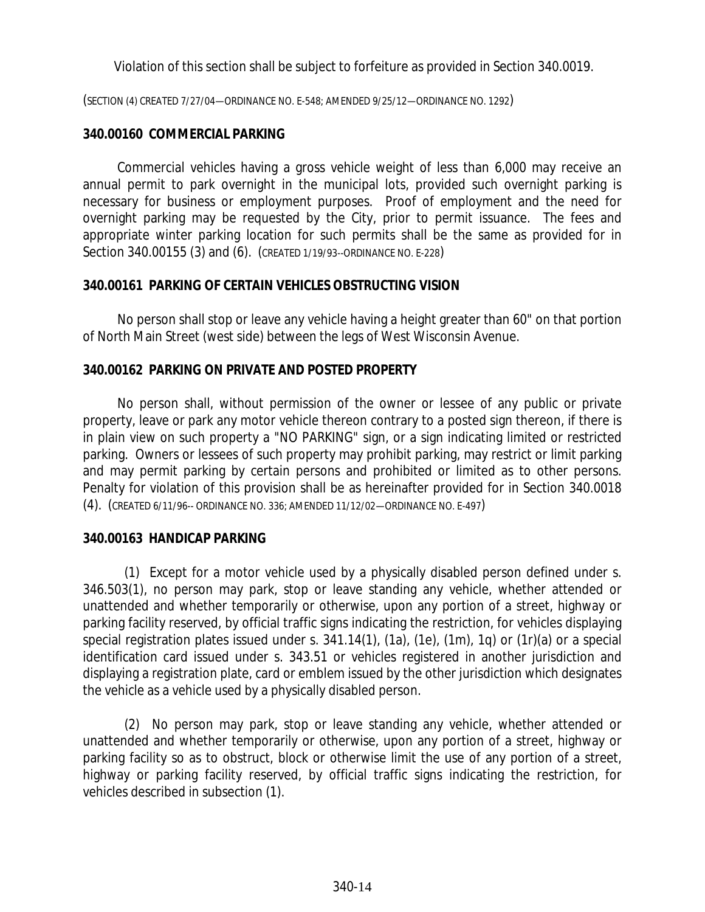Violation of this section shall be subject to forfeiture as provided in Section 340.0019.

(SECTION (4) CREATED 7/27/04—ORDINANCE NO. E-548; AMENDED 9/25/12—ORDINANCE NO. 1292)

**340.00160 COMMERCIAL PARKING**

Commercial vehicles having a gross vehicle weight of less than 6,000 may receive an annual permit to park overnight in the municipal lots, provided such overnight parking is necessary for business or employment purposes. Proof of employment and the need for overnight parking may be requested by the City, prior to permit issuance. The fees and appropriate winter parking location for such permits shall be the same as provided for in Section 340.00155 (3) and (6). (CREATED 1/19/93--ORDINANCE NO. E-228)

**340.00161 PARKING OF CERTAIN VEHICLES OBSTRUCTING VISION**

No person shall stop or leave any vehicle having a height greater than 60" on that portion of North Main Street (west side) between the legs of West Wisconsin Avenue.

**340.00162 PARKING ON PRIVATE AND POSTED PROPERTY**

No person shall, without permission of the owner or lessee of any public or private property, leave or park any motor vehicle thereon contrary to a posted sign thereon, if there is in plain view on such property a "NO PARKING" sign, or a sign indicating limited or restricted parking. Owners or lessees of such property may prohibit parking, may restrict or limit parking and may permit parking by certain persons and prohibited or limited as to other persons. Penalty for violation of this provision shall be as hereinafter provided for in Section 340.0018 (4). (CREATED 6/11/96-- ORDINANCE NO. 336; AMENDED 11/12/02—ORDINANCE NO. E-497)

**340.00163 HANDICAP PARKING**

(1) Except for a motor vehicle used by a physically disabled person defined under s. 346.503(1), no person may park, stop or leave standing any vehicle, whether attended or unattended and whether temporarily or otherwise, upon any portion of a street, highway or parking facility reserved, by official traffic signs indicating the restriction, for vehicles displaying special registration plates issued under s. 341.14(1), (1a), (1e), (1m), 1q) or (1r)(a) or a special identification card issued under s. 343.51 or vehicles registered in another jurisdiction and displaying a registration plate, card or emblem issued by the other jurisdiction which designates the vehicle as a vehicle used by a physically disabled person.

(2) No person may park, stop or leave standing any vehicle, whether attended or unattended and whether temporarily or otherwise, upon any portion of a street, highway or parking facility so as to obstruct, block or otherwise limit the use of any portion of a street, highway or parking facility reserved, by official traffic signs indicating the restriction, for vehicles described in subsection (1).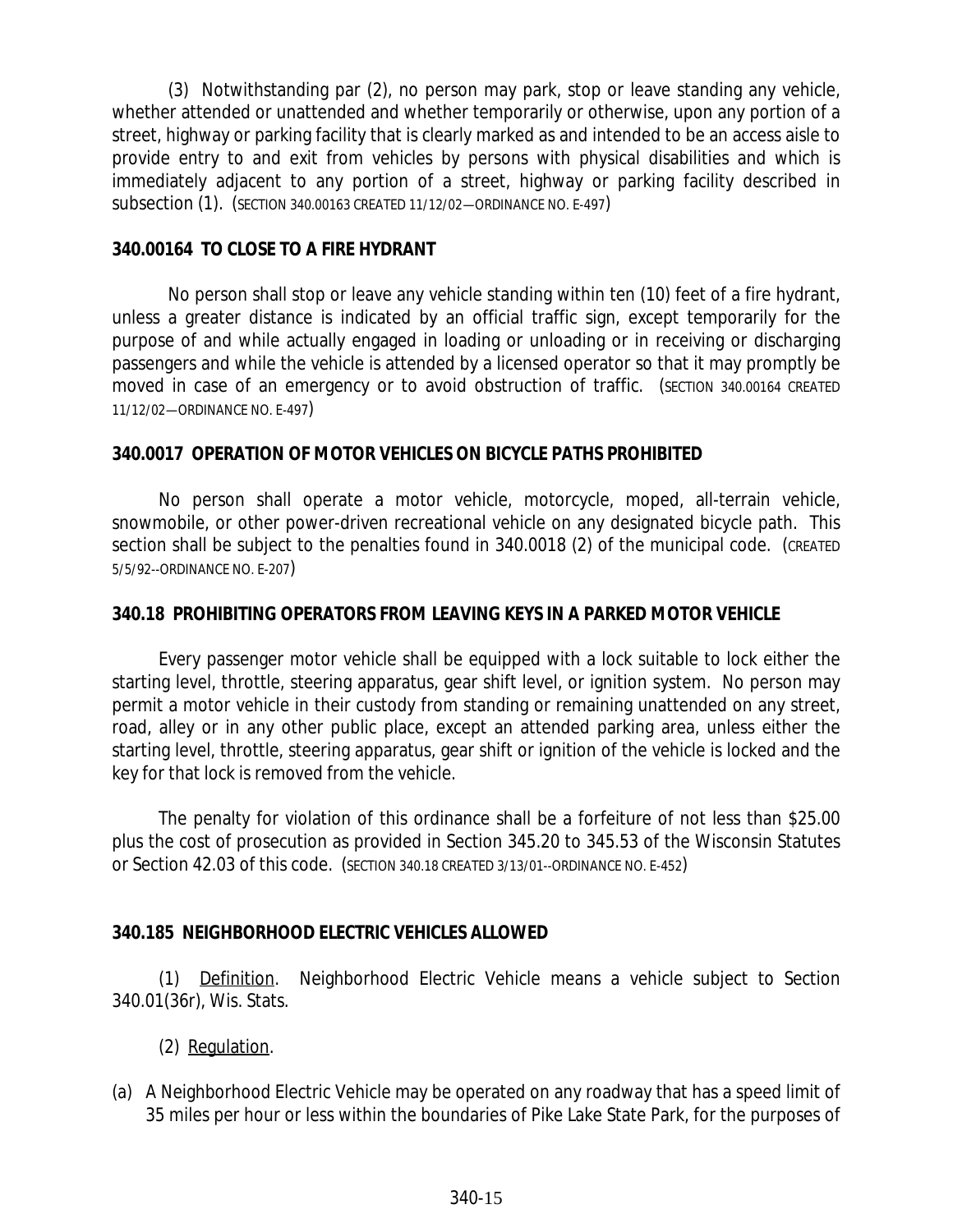(3) Notwithstanding par (2), no person may park, stop or leave standing any vehicle, whether attended or unattended and whether temporarily or otherwise, upon any portion of a street, highway or parking facility that is clearly marked as and intended to be an access aisle to provide entry to and exit from vehicles by persons with physical disabilities and which is immediately adjacent to any portion of a street, highway or parking facility described in subsection (1). (SECTION 340.00163 CREATED 11/12/02—ORDINANCE NO. E-497)

**340.00164 TO CLOSE TO A FIRE HYDRANT**

No person shall stop or leave any vehicle standing within ten (10) feet of a fire hydrant, unless a greater distance is indicated by an official traffic sign, except temporarily for the purpose of and while actually engaged in loading or unloading or in receiving or discharging passengers and while the vehicle is attended by a licensed operator so that it may promptly be moved in case of an emergency or to avoid obstruction of traffic. (SECTION 340.00164 CREATED 11/12/02—ORDINANCE NO. E-497)

**340.0017 OPERATION OF MOTOR VEHICLES ON BICYCLE PATHS PROHIBITED**

No person shall operate a motor vehicle, motorcycle, moped, all-terrain vehicle, snowmobile, or other power-driven recreational vehicle on any designated bicycle path. This section shall be subject to the penalties found in 340.0018 (2) of the municipal code. (CREATED 5/5/92--ORDINANCE NO. E-207)

**340.18 PROHIBITING OPERATORS FROM LEAVING KEYS IN A PARKED MOTOR VEHICLE**

Every passenger motor vehicle shall be equipped with a lock suitable to lock either the starting level, throttle, steering apparatus, gear shift level, or ignition system. No person may permit a motor vehicle in their custody from standing or remaining unattended on any street, road, alley or in any other public place, except an attended parking area, unless either the starting level, throttle, steering apparatus, gear shift or ignition of the vehicle is locked and the key for that lock is removed from the vehicle.

The penalty for violation of this ordinance shall be a forfeiture of not less than $25.00 plus the cost of prosecution as provided in Section 345.20 to 345.53 of the Wisconsin Statutes or Section 42.03 of this code. (SECTION 340.18 CREATED 3/13/01--ORDINANCE NO. E-452)

**340.185 NEIGHBORHOOD ELECTRIC VEHICLES ALLOWED**

(1) Definition. Neighborhood Electric Vehicle means a vehicle subject to Section 340.01(36r), Wis. Stats.

(2) Regulation.

(a) A Neighborhood Electric Vehicle may be operated on any roadway that has a speed limit of 35 miles per hour or less within the boundaries of Pike Lake State Park, for the purposes of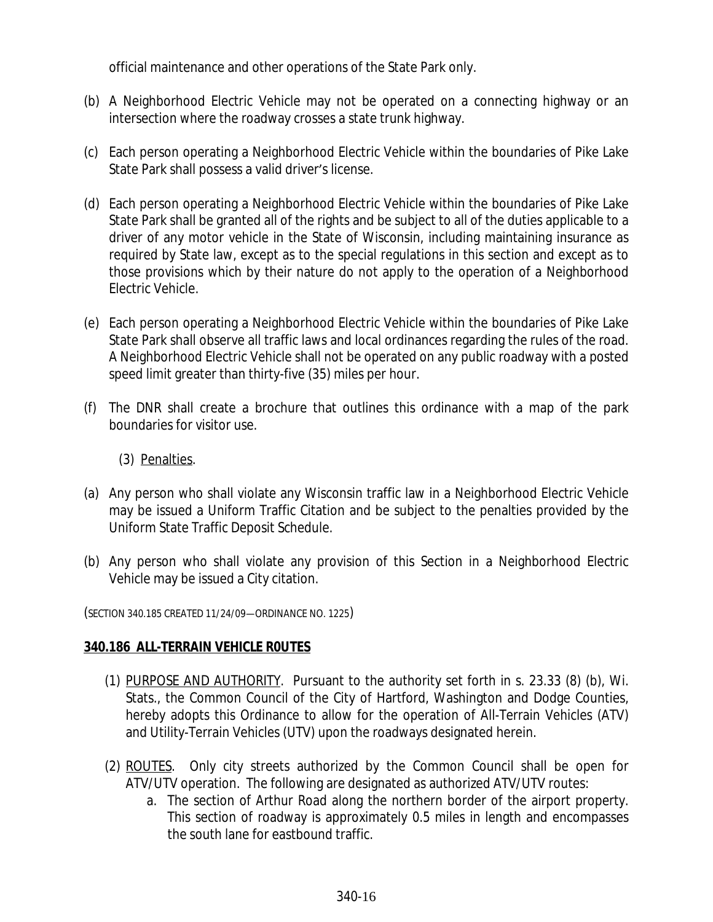official maintenance and other operations of the State Park only.

(b) A Neighborhood Electric Vehicle may not be operated on a connecting highway or an intersection where the roadway crosses a state trunk highway.

(c) Each person operating a Neighborhood Electric Vehicle within the boundaries of Pike Lake State Park shall possess a valid driver's license.

(d) Each person operating a Neighborhood Electric Vehicle within the boundaries of Pike Lake State Park shall be granted all of the rights and be subject to all of the duties applicable to a driver of any motor vehicle in the State of Wisconsin, including maintaining insurance as required by State law, except as to the special regulations in this section and except as to those provisions which by their nature do not apply to the operation of a Neighborhood Electric Vehicle.

(e) Each person operating a Neighborhood Electric Vehicle within the boundaries of Pike Lake State Park shall observe all traffic laws and local ordinances regarding the rules of the road. A Neighborhood Electric Vehicle shall not be operated on any public roadway with a posted speed limit greater than thirty-five (35) miles per hour.

(f) The DNR shall create a brochure that outlines this ordinance with a map of the park boundaries for visitor use.

(3) Penalties.

(a) Any person who shall violate any Wisconsin traffic law in a Neighborhood Electric Vehicle may be issued a Uniform Traffic Citation and be subject to the penalties provided by the Uniform State Traffic Deposit Schedule.

(b) Any person who shall violate any provision of this Section in a Neighborhood Electric Vehicle may be issued a City citation.

(SECTION 340.185 CREATED 11/24/09—ORDINANCE NO. 1225)

**340.186 ALL-TERRAIN VEHICLE R0UTES**

(1) PURPOSE AND AUTHORITY. Pursuant to the authority set forth in s. 23.33 (8) (b), Wi. Stats., the Common Council of the City of Hartford, Washington and Dodge Counties, hereby adopts this Ordinance to allow for the operation of All-Terrain Vehicles (ATV) and Utility-Terrain Vehicles (UTV) upon the roadways designated herein.

(2) ROUTES. Only city streets authorized by the Common Council shall be open for ATV/UTV operation. The following are designated as authorized ATV/UTV routes:

   a. The section of Arthur Road along the northern border of the airport property. This section of roadway is approximately 0.5 miles in length and encompasses the south lane for eastbound traffic.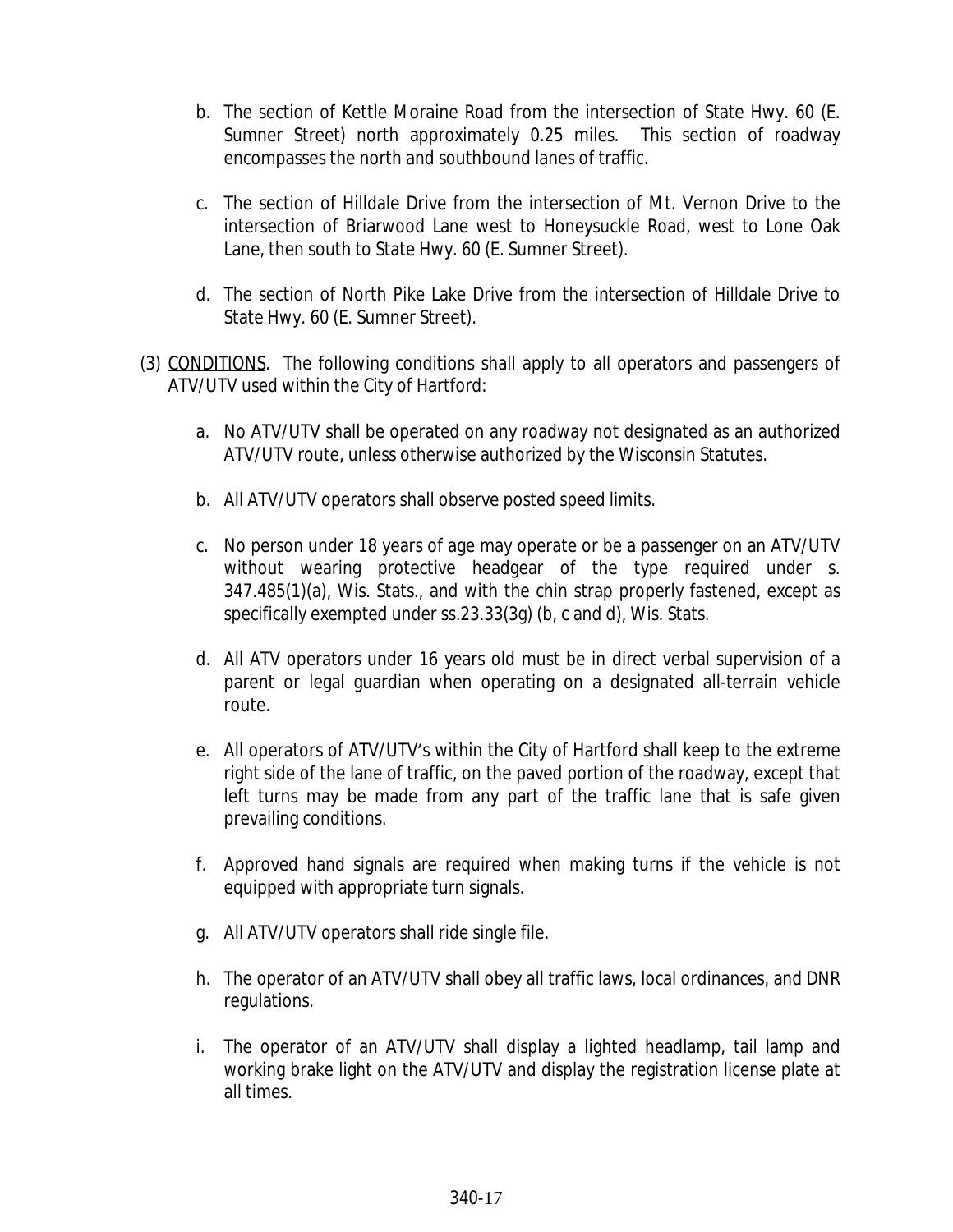b. The section of Kettle Moraine Road from the intersection of State Hwy. 60 (E. Sumner Street) north approximately 0.25 miles. This section of roadway encompasses the north and southbound lanes of traffic.

c. The section of Hilldale Drive from the intersection of Mt. Vernon Drive to the intersection of Briarwood Lane west to Honeysuckle Road, west to Lone Oak Lane, then south to State Hwy. 60 (E. Sumner Street).

d. The section of North Pike Lake Drive from the intersection of Hilldale Drive to State Hwy. 60 (E. Sumner Street).

(3) <u>CONDITIONS</u>. The following conditions shall apply to all operators and passengers of ATV/UTV used within the City of Hartford:

a. No ATV/UTV shall be operated on any roadway not designated as an authorized ATV/UTV route, unless otherwise authorized by the Wisconsin Statutes.

b. All ATV/UTV operators shall observe posted speed limits.

c. No person under 18 years of age may operate or be a passenger on an ATV/UTV without wearing protective headgear of the type required under s. 347.485(1)(a), Wis. Stats., and with the chin strap properly fastened, except as specifically exempted under ss.23.33(3g) (b, c and d), Wis. Stats.

d. All ATV operators under 16 years old must be in direct verbal supervision of a parent or legal guardian when operating on a designated all-terrain vehicle route.

e. All operators of ATV/UTV's within the City of Hartford shall keep to the extreme right side of the lane of traffic, on the paved portion of the roadway, except that left turns may be made from any part of the traffic lane that is safe given prevailing conditions.

f. Approved hand signals are required when making turns if the vehicle is not equipped with appropriate turn signals.

g. All ATV/UTV operators shall ride single file.

h. The operator of an ATV/UTV shall obey all traffic laws, local ordinances, and DNR regulations.

i. The operator of an ATV/UTV shall display a lighted headlamp, tail lamp and working brake light on the ATV/UTV and display the registration license plate at all times.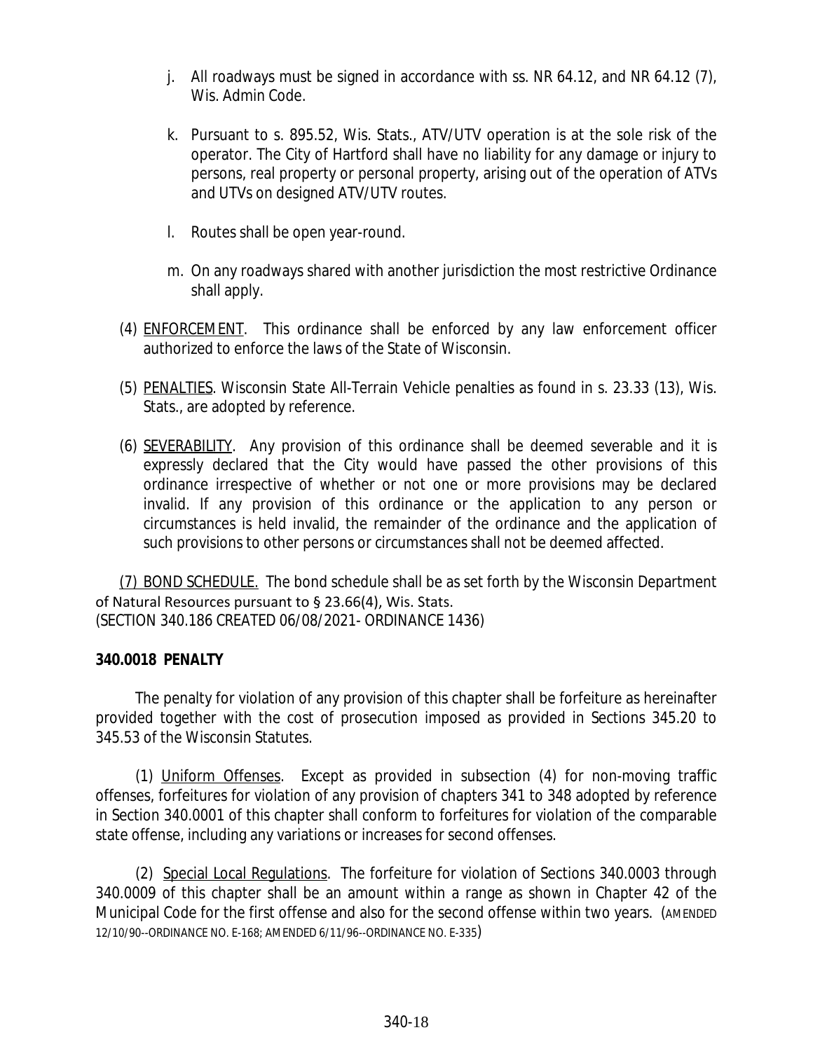j. All roadways must be signed in accordance with ss. NR 64.12, and NR 64.12 (7), Wis. Admin Code.

k. Pursuant to s. 895.52, Wis. Stats., ATV/UTV operation is at the sole risk of the operator. The City of Hartford shall have no liability for any damage or injury to persons, real property or personal property, arising out of the operation of ATVs and UTVs on designed ATV/UTV routes.

l. Routes shall be open year-round.

m. On any roadways shared with another jurisdiction the most restrictive Ordinance shall apply.

(4) ENFORCEMENT. This ordinance shall be enforced by any law enforcement officer authorized to enforce the laws of the State of Wisconsin.

(5) PENALTIES. Wisconsin State All-Terrain Vehicle penalties as found in s. 23.33 (13), Wis. Stats., are adopted by reference.

(6) SEVERABILITY. Any provision of this ordinance shall be deemed severable and it is expressly declared that the City would have passed the other provisions of this ordinance irrespective of whether or not one or more provisions may be declared invalid. If any provision of this ordinance or the application to any person or circumstances is held invalid, the remainder of the ordinance and the application of such provisions to other persons or circumstances shall not be deemed affected.

(7) BOND SCHEDULE. The bond schedule shall be as set forth by the Wisconsin Department of Natural Resources pursuant to § 23.66(4), Wis. Stats.
(SECTION 340.186 CREATED 06/08/2021- ORDINANCE 1436)

**340.0018 PENALTY**

The penalty for violation of any provision of this chapter shall be forfeiture as hereinafter provided together with the cost of prosecution imposed as provided in Sections 345.20 to 345.53 of the Wisconsin Statutes.

(1) Uniform Offenses. Except as provided in subsection (4) for non-moving traffic offenses, forfeitures for violation of any provision of chapters 341 to 348 adopted by reference in Section 340.0001 of this chapter shall conform to forfeitures for violation of the comparable state offense, including any variations or increases for second offenses.

(2) Special Local Regulations. The forfeiture for violation of Sections 340.0003 through 340.0009 of this chapter shall be an amount within a range as shown in Chapter 42 of the Municipal Code for the first offense and also for the second offense within two years. (AMENDED 12/10/90--ORDINANCE NO. E-168; AMENDED 6/11/96--ORDINANCE NO. E-335)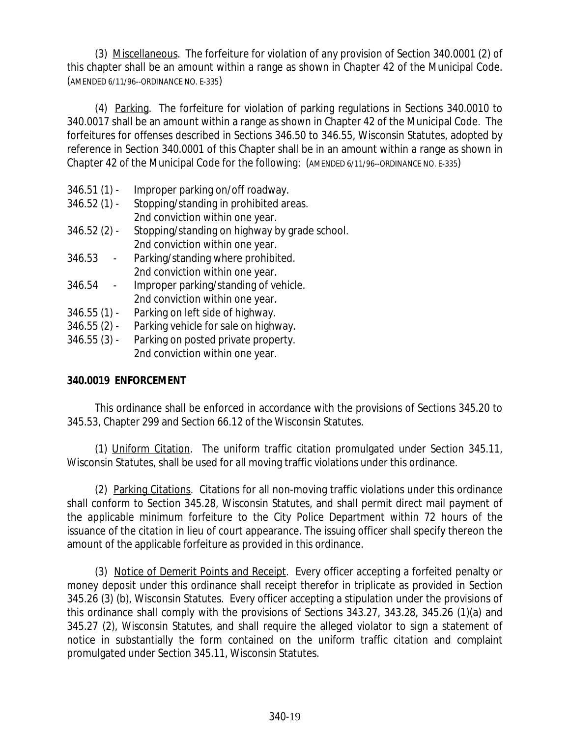(3) <u>Miscellaneous</u>. The forfeiture for violation of any provision of Section 340.0001 (2) of this chapter shall be an amount within a range as shown in Chapter 42 of the Municipal Code. (AMENDED 6/11/96--ORDINANCE NO. E-335)

(4) <u>Parking</u>. The forfeiture for violation of parking regulations in Sections 340.0010 to 340.0017 shall be an amount within a range as shown in Chapter 42 of the Municipal Code. The forfeitures for offenses described in Sections 346.50 to 346.55, Wisconsin Statutes, adopted by reference in Section 340.0001 of this Chapter shall be in an amount within a range as shown in Chapter 42 of the Municipal Code for the following: (AMENDED 6/11/96--ORDINANCE NO. E-335)

346.51 (1) - Improper parking on/off roadway.
346.52 (1) - Stopping/standing in prohibited areas.
2nd conviction within one year.
346.52 (2) - Stopping/standing on highway by grade school.
2nd conviction within one year.
346.53 - Parking/standing where prohibited.
2nd conviction within one year.
346.54 - Improper parking/standing of vehicle.
2nd conviction within one year.
346.55 (1) - Parking on left side of highway.
346.55 (2) - Parking vehicle for sale on highway.
346.55 (3) - Parking on posted private property.
2nd conviction within one year.

**340.0019 ENFORCEMENT**

This ordinance shall be enforced in accordance with the provisions of Sections 345.20 to 345.53, Chapter 299 and Section 66.12 of the Wisconsin Statutes.

(1) <u>Uniform Citation</u>. The uniform traffic citation promulgated under Section 345.11, Wisconsin Statutes, shall be used for all moving traffic violations under this ordinance.

(2) <u>Parking Citations</u>. Citations for all non-moving traffic violations under this ordinance shall conform to Section 345.28, Wisconsin Statutes, and shall permit direct mail payment of the applicable minimum forfeiture to the City Police Department within 72 hours of the issuance of the citation in lieu of court appearance. The issuing officer shall specify thereon the amount of the applicable forfeiture as provided in this ordinance.

(3) <u>Notice of Demerit Points and Receipt</u>. Every officer accepting a forfeited penalty or money deposit under this ordinance shall receipt therefor in triplicate as provided in Section 345.26 (3) (b), Wisconsin Statutes. Every officer accepting a stipulation under the provisions of this ordinance shall comply with the provisions of Sections 343.27, 343.28, 345.26 (1)(a) and 345.27 (2), Wisconsin Statutes, and shall require the alleged violator to sign a statement of notice in substantially the form contained on the uniform traffic citation and complaint promulgated under Section 345.11, Wisconsin Statutes.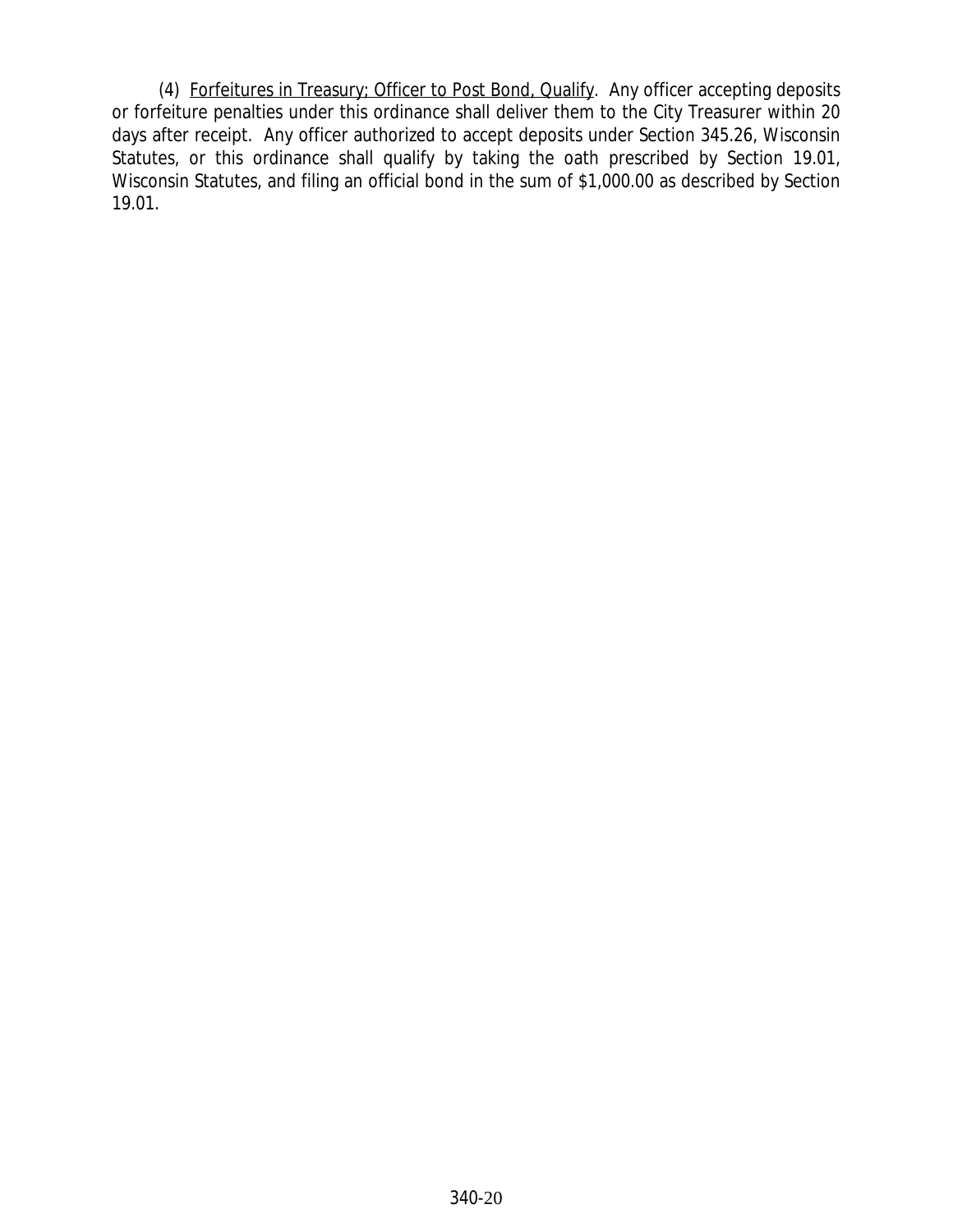(4) Forfeitures in Treasury; Officer to Post Bond, Qualify. Any officer accepting deposits or forfeiture penalties under this ordinance shall deliver them to the City Treasurer within 20 days after receipt. Any officer authorized to accept deposits under Section 345.26, Wisconsin Statutes, or this ordinance shall qualify by taking the oath prescribed by Section 19.01, Wisconsin Statutes, and filing an official bond in the sum of $1,000.00 as described by Section 19.01.